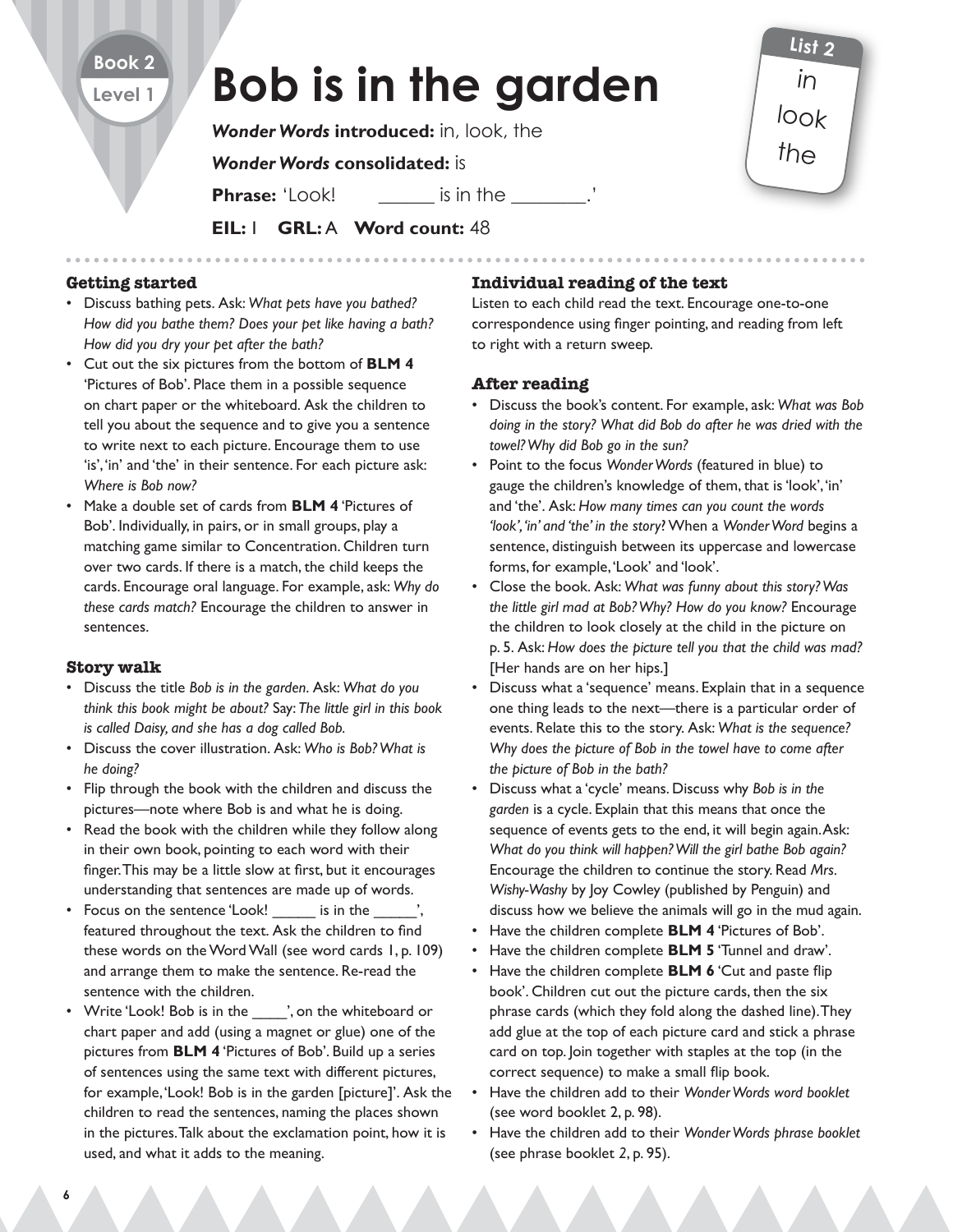Book 2
Level 1

# Bob is in the garden

***Wonder Words* introduced:** in, look, the

***Wonder Words* consolidated:** is

**Phrase:** 'Look! ______ is in the ________.'

**EIL:** I **GRL:** A **Word count:** 48

**List 2**
in
look
the

### Getting started

- Discuss bathing pets. Ask: *What pets have you bathed? How did you bathe them? Does your pet like having a bath? How did you dry your pet after the bath?*
- Cut out the six pictures from the bottom of **BLM 4** 'Pictures of Bob'. Place them in a possible sequence on chart paper or the whiteboard. Ask the children to tell you about the sequence and to give you a sentence to write next to each picture. Encourage them to use 'is', 'in' and 'the' in their sentence. For each picture ask: *Where is Bob now?*
- Make a double set of cards from **BLM 4** 'Pictures of Bob'. Individually, in pairs, or in small groups, play a matching game similar to Concentration. Children turn over two cards. If there is a match, the child keeps the cards. Encourage oral language. For example, ask: *Why do these cards match?* Encourage the children to answer in sentences.

### Story walk

- Discuss the title *Bob is in the garden*. Ask: *What do you think this book might be about?* Say: *The little girl in this book is called Daisy, and she has a dog called Bob.*
- Discuss the cover illustration. Ask: *Who is Bob? What is he doing?*
- Flip through the book with the children and discuss the pictures—note where Bob is and what he is doing.
- Read the book with the children while they follow along in their own book, pointing to each word with their finger. This may be a little slow at first, but it encourages understanding that sentences are made up of words.
- Focus on the sentence 'Look! ______ is in the ______', featured throughout the text. Ask the children to find these words on the Word Wall (see word cards 1, p. 109) and arrange them to make the sentence. Re-read the sentence with the children.
- Write 'Look! Bob is in the ____', on the whiteboard or chart paper and add (using a magnet or glue) one of the pictures from **BLM 4** 'Pictures of Bob'. Build up a series of sentences using the same text with different pictures, for example, 'Look! Bob is in the garden [picture]'. Ask the children to read the sentences, naming the places shown in the pictures. Talk about the exclamation point, how it is used, and what it adds to the meaning.

### Individual reading of the text

Listen to each child read the text. Encourage one-to-one correspondence using finger pointing, and reading from left to right with a return sweep.

### After reading

- Discuss the book's content. For example, ask: *What was Bob doing in the story? What did Bob do after he was dried with the towel? Why did Bob go in the sun?*
- Point to the focus *Wonder Words* (featured in blue) to gauge the children's knowledge of them, that is 'look', 'in' and 'the'. Ask: *How many times can you count the words 'look', 'in' and 'the' in the story?* When a *Wonder Word* begins a sentence, distinguish between its uppercase and lowercase forms, for example, 'Look' and 'look'.
- Close the book. Ask: *What was funny about this story? Was the little girl mad at Bob? Why? How do you know?* Encourage the children to look closely at the child in the picture on p. 5. Ask: *How does the picture tell you that the child was mad?* [Her hands are on her hips.]
- Discuss what a 'sequence' means. Explain that in a sequence one thing leads to the next—there is a particular order of events. Relate this to the story. Ask: *What is the sequence? Why does the picture of Bob in the towel have to come after the picture of Bob in the bath?*
- Discuss what a 'cycle' means. Discuss why *Bob is in the garden* is a cycle. Explain that this means that once the sequence of events gets to the end, it will begin again. Ask: *What do you think will happen? Will the girl bathe Bob again?* Encourage the children to continue the story. Read *Mrs. Wishy-Washy* by Joy Cowley (published by Penguin) and discuss how we believe the animals will go in the mud again.
- Have the children complete **BLM 4** 'Pictures of Bob'.
- Have the children complete **BLM 5** 'Tunnel and draw'.
- Have the children complete **BLM 6** 'Cut and paste flip book'. Children cut out the picture cards, then the six phrase cards (which they fold along the dashed line). They add glue at the top of each picture card and stick a phrase card on top. Join together with staples at the top (in the correct sequence) to make a small flip book.
- Have the children add to their *Wonder Words word booklet* (see word booklet 2, p. 98).
- Have the children add to their *Wonder Words phrase booklet* (see phrase booklet *2*, p. 95).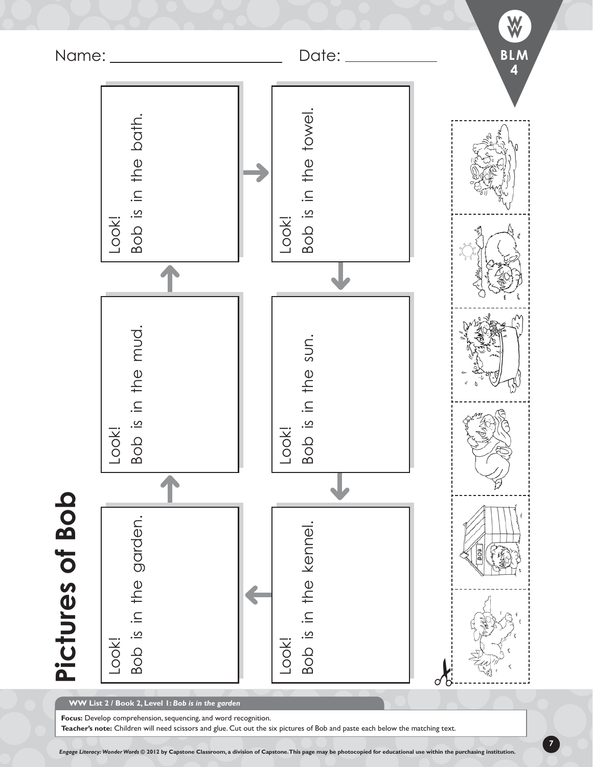Name: ____________________ Date: ______________

BLM 4

# Pictures of Bob

Look!
Bob is in the garden.

Look!
Bob is in the mud.

Look!
Bob is in the bath.

Look!
Bob is in the towel.

Look!
Bob is in the sun.

Look!
Bob is in the kennel.

**WW List 2 / Book 2, Level 1:** ***Bob is in the garden***

**Focus:** Develop comprehension, sequencing, and word recognition.

**Teacher's note:** Children will need scissors and glue. Cut out the six pictures of Bob and paste each below the matching text.

*Engage Literacy: Wonder Words* **© 2012 by Capstone Classroom, a division of Capstone. This page may be photocopied for educational use within the purchasing institution.**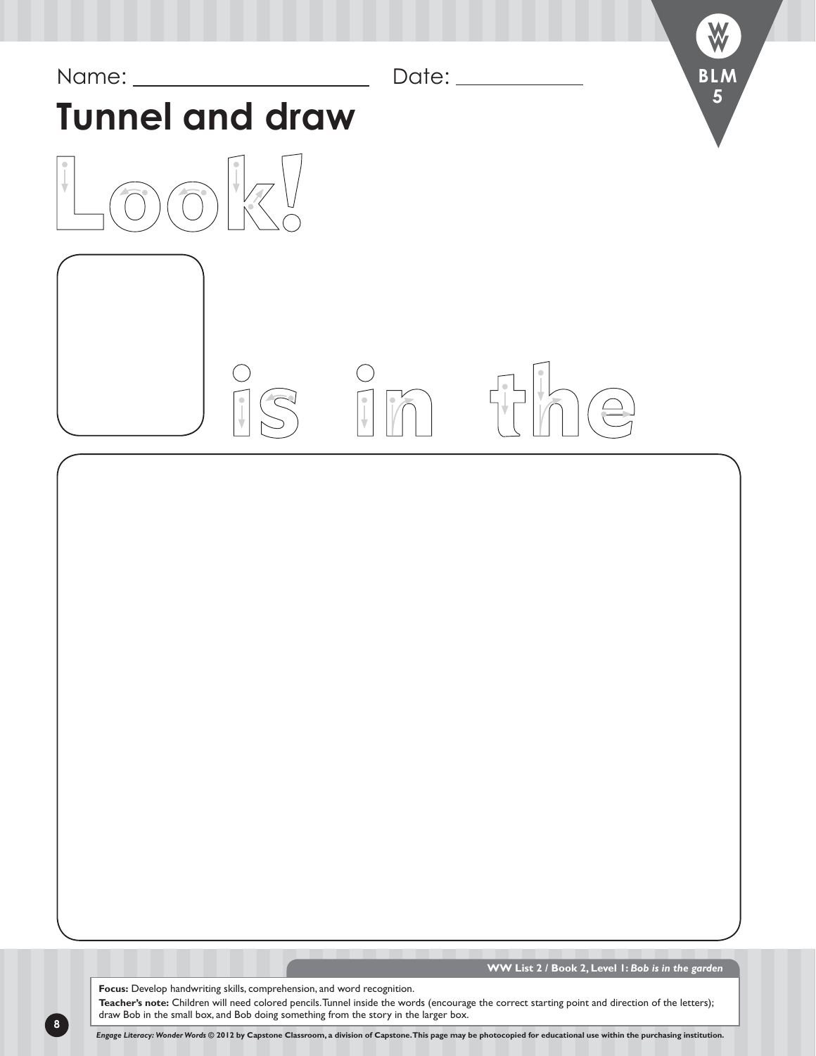Name: ______________________ Date: ____________

BLM 5

# Tunnel and draw

Look!

is in the

WW List 2 / Book 2, Level 1: *Bob is in the garden*

**Focus:** Develop handwriting skills, comprehension, and word recognition.

**Teacher's note:** Children will need colored pencils. Tunnel inside the words (encourage the correct starting point and direction of the letters); draw Bob in the small box, and Bob doing something from the story in the larger box.

***Engage Literacy: Wonder Words* © 2012 by Capstone Classroom, a division of Capstone. This page may be photocopied for educational use within the purchasing institution.**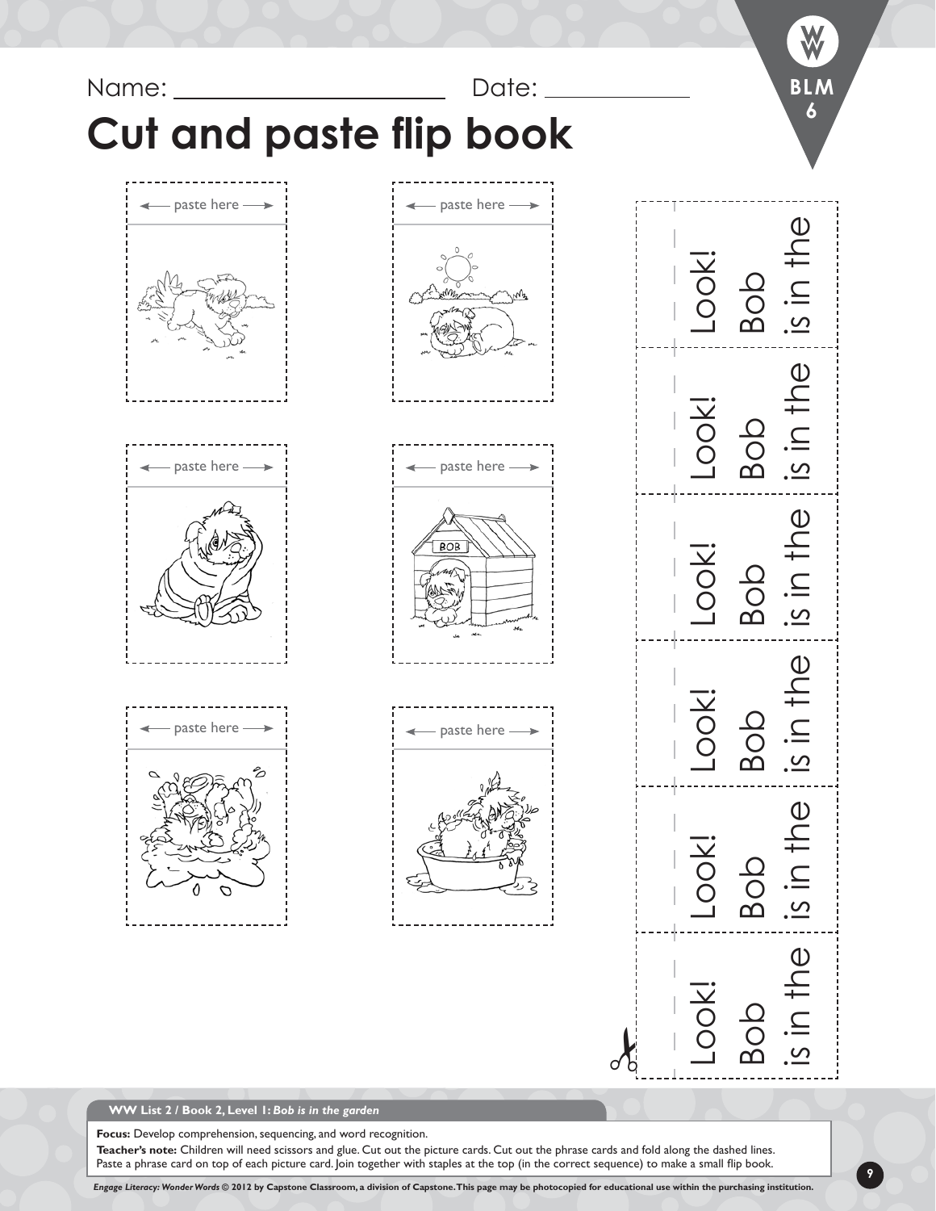Name: ____________________ Date: ____________

# Cut and paste flip book

BLM 6

← paste here →

← paste here →

← paste here →

← paste here →

← paste here →

← paste here →

Look! Bob is in the

Look! Bob is in the

Look! Bob is in the

Look! Bob is in the

Look! Bob is in the

Look! Bob is in the

**WW List 2 / Book 2, Level 1: *Bob is in the garden***

**Focus:** Develop comprehension, sequencing, and word recognition.

**Teacher's note:** Children will need scissors and glue. Cut out the picture cards. Cut out the phrase cards and fold along the dashed lines. Paste a phrase card on top of each picture card. Join together with staples at the top (in the correct sequence) to make a small flip book.

***Engage Literacy: Wonder Words* © 2012 by Capstone Classroom, a division of Capstone. This page may be photocopied for educational use within the purchasing institution.**